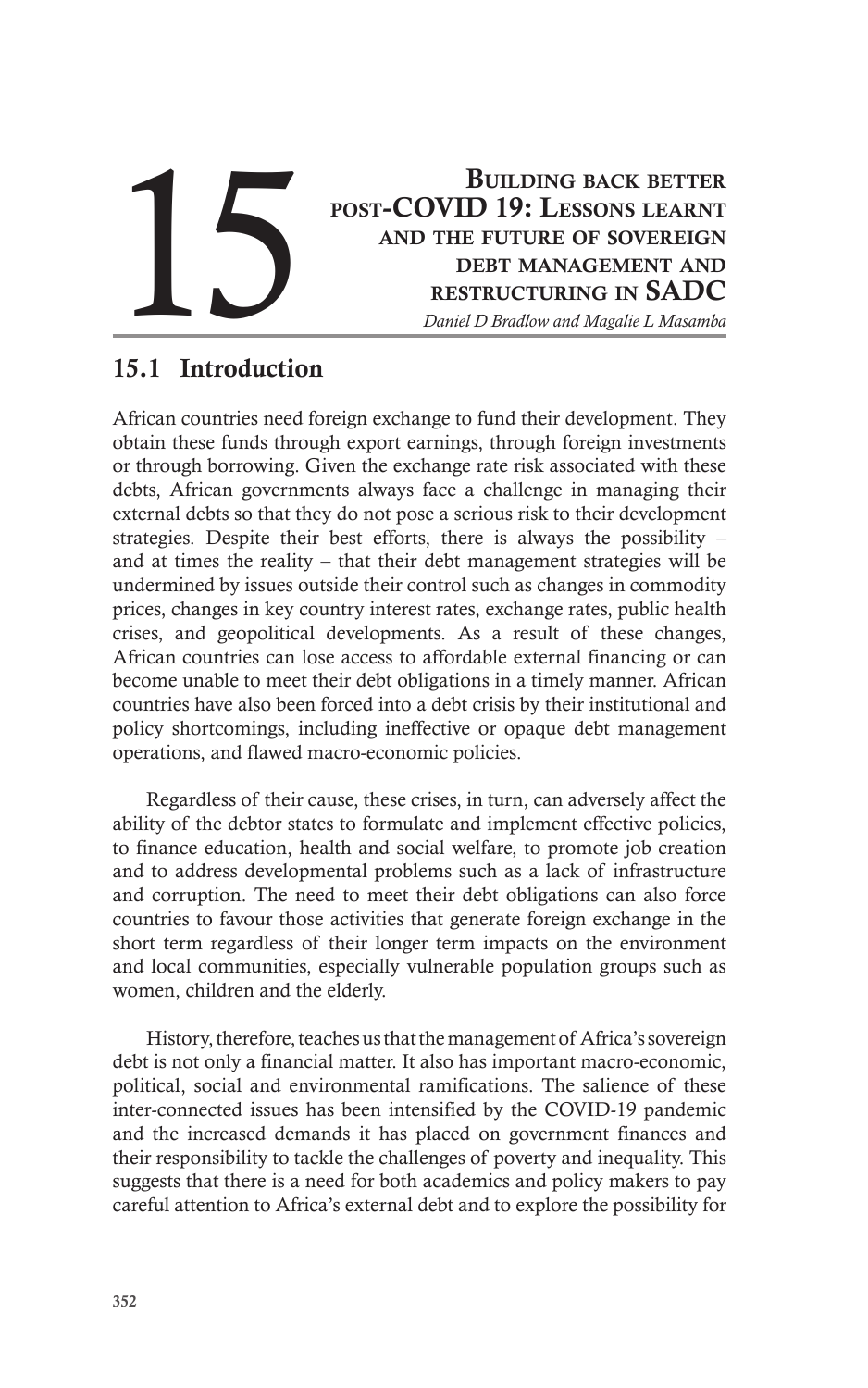# 15 Building back better post-COVID 19: Lessons learnt and the future of sovereign debt management and restructuring in SADC

*Daniel D Bradlow and Magalie L Masamba*

## 15.1 Introduction

African countries need foreign exchange to fund their development. They obtain these funds through export earnings, through foreign investments or through borrowing. Given the exchange rate risk associated with these debts, African governments always face a challenge in managing their external debts so that they do not pose a serious risk to their development strategies. Despite their best efforts, there is always the possibility – and at times the reality – that their debt management strategies will be undermined by issues outside their control such as changes in commodity prices, changes in key country interest rates, exchange rates, public health crises, and geopolitical developments. As a result of these changes, African countries can lose access to affordable external financing or can become unable to meet their debt obligations in a timely manner. African countries have also been forced into a debt crisis by their institutional and policy shortcomings, including ineffective or opaque debt management operations, and flawed macro-economic policies.

Regardless of their cause, these crises, in turn, can adversely affect the ability of the debtor states to formulate and implement effective policies, to finance education, health and social welfare, to promote job creation and to address developmental problems such as a lack of infrastructure and corruption. The need to meet their debt obligations can also force countries to favour those activities that generate foreign exchange in the short term regardless of their longer term impacts on the environment and local communities, especially vulnerable population groups such as women, children and the elderly.

History, therefore, teaches us that the management of Africa's sovereign debt is not only a financial matter. It also has important macro-economic, political, social and environmental ramifications. The salience of these inter-connected issues has been intensified by the COVID-19 pandemic and the increased demands it has placed on government finances and their responsibility to tackle the challenges of poverty and inequality. This suggests that there is a need for both academics and policy makers to pay careful attention to Africa's external debt and to explore the possibility for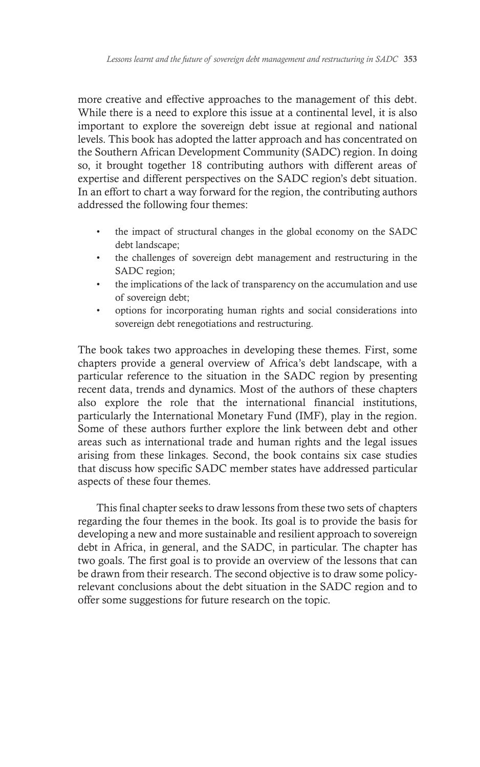more creative and effective approaches to the management of this debt. While there is a need to explore this issue at a continental level, it is also important to explore the sovereign debt issue at regional and national levels. This book has adopted the latter approach and has concentrated on the Southern African Development Community (SADC) region. In doing so, it brought together 18 contributing authors with different areas of expertise and different perspectives on the SADC region's debt situation. In an effort to chart a way forward for the region, the contributing authors addressed the following four themes:

- the impact of structural changes in the global economy on the SADC debt landscape;
- the challenges of sovereign debt management and restructuring in the SADC region;
- the implications of the lack of transparency on the accumulation and use of sovereign debt;
- options for incorporating human rights and social considerations into sovereign debt renegotiations and restructuring.

The book takes two approaches in developing these themes. First, some chapters provide a general overview of Africa's debt landscape, with a particular reference to the situation in the SADC region by presenting recent data, trends and dynamics. Most of the authors of these chapters also explore the role that the international financial institutions, particularly the International Monetary Fund (IMF), play in the region. Some of these authors further explore the link between debt and other areas such as international trade and human rights and the legal issues arising from these linkages. Second, the book contains six case studies that discuss how specific SADC member states have addressed particular aspects of these four themes.

This final chapter seeks to draw lessons from these two sets of chapters regarding the four themes in the book. Its goal is to provide the basis for developing a new and more sustainable and resilient approach to sovereign debt in Africa, in general, and the SADC, in particular. The chapter has two goals. The first goal is to provide an overview of the lessons that can be drawn from their research. The second objective is to draw some policy-relevant conclusions about the debt situation in the SADC region and to offer some suggestions for future research on the topic.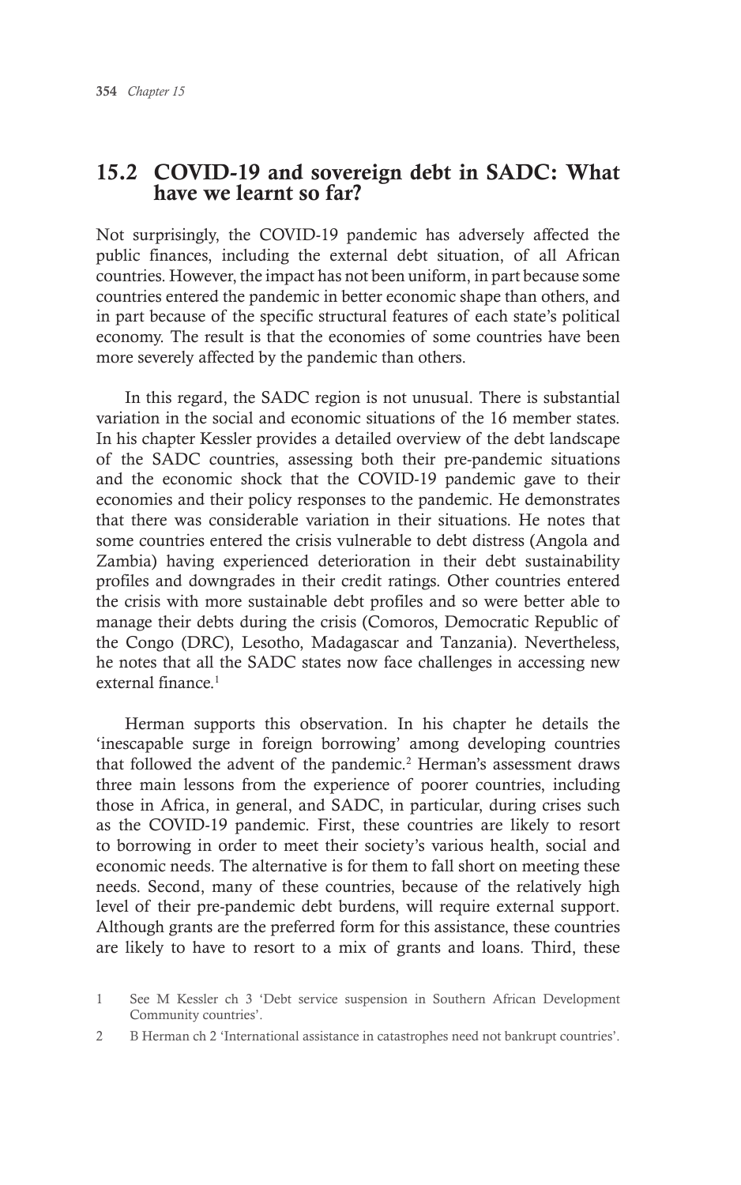## 15.2 COVID-19 and sovereign debt in SADC: What have we learnt so far?

Not surprisingly, the COVID-19 pandemic has adversely affected the public finances, including the external debt situation, of all African countries. However, the impact has not been uniform, in part because some countries entered the pandemic in better economic shape than others, and in part because of the specific structural features of each state's political economy. The result is that the economies of some countries have been more severely affected by the pandemic than others.

In this regard, the SADC region is not unusual. There is substantial variation in the social and economic situations of the 16 member states. In his chapter Kessler provides a detailed overview of the debt landscape of the SADC countries, assessing both their pre-pandemic situations and the economic shock that the COVID-19 pandemic gave to their economies and their policy responses to the pandemic. He demonstrates that there was considerable variation in their situations. He notes that some countries entered the crisis vulnerable to debt distress (Angola and Zambia) having experienced deterioration in their debt sustainability profiles and downgrades in their credit ratings. Other countries entered the crisis with more sustainable debt profiles and so were better able to manage their debts during the crisis (Comoros, Democratic Republic of the Congo (DRC), Lesotho, Madagascar and Tanzania). Nevertheless, he notes that all the SADC states now face challenges in accessing new external finance.[1]

Herman supports this observation. In his chapter he details the 'inescapable surge in foreign borrowing' among developing countries that followed the advent of the pandemic.[2] Herman's assessment draws three main lessons from the experience of poorer countries, including those in Africa, in general, and SADC, in particular, during crises such as the COVID-19 pandemic. First, these countries are likely to resort to borrowing in order to meet their society's various health, social and economic needs. The alternative is for them to fall short on meeting these needs. Second, many of these countries, because of the relatively high level of their pre-pandemic debt burdens, will require external support. Although grants are the preferred form for this assistance, these countries are likely to have to resort to a mix of grants and loans. Third, these

1 See M Kessler ch 3 'Debt service suspension in Southern African Development Community countries'.

2 B Herman ch 2 'International assistance in catastrophes need not bankrupt countries'.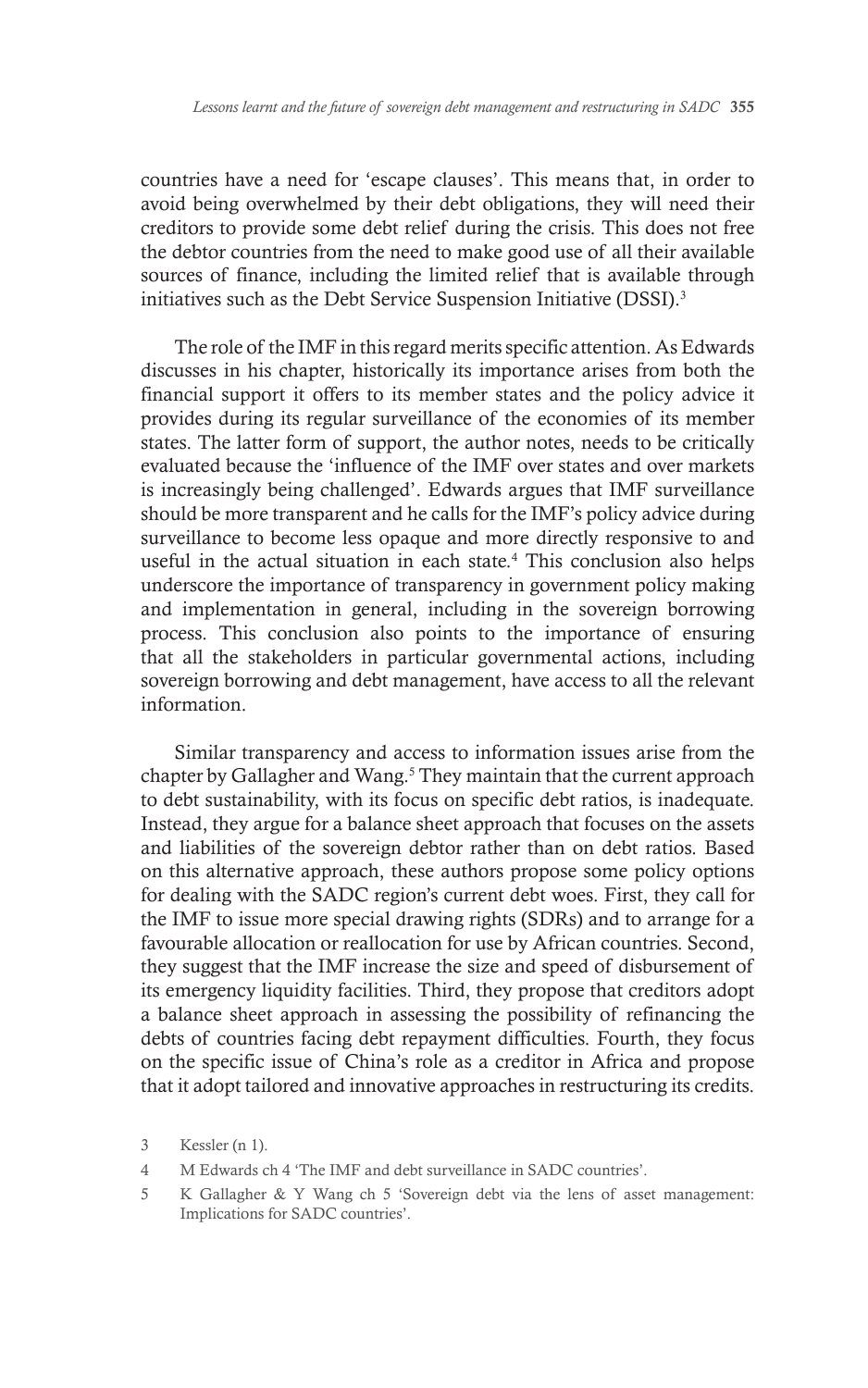countries have a need for 'escape clauses'. This means that, in order to avoid being overwhelmed by their debt obligations, they will need their creditors to provide some debt relief during the crisis. This does not free the debtor countries from the need to make good use of all their available sources of finance, including the limited relief that is available through initiatives such as the Debt Service Suspension Initiative (DSSI).[3]

The role of the IMF in this regard merits specific attention. As Edwards discusses in his chapter, historically its importance arises from both the financial support it offers to its member states and the policy advice it provides during its regular surveillance of the economies of its member states. The latter form of support, the author notes, needs to be critically evaluated because the 'influence of the IMF over states and over markets is increasingly being challenged'. Edwards argues that IMF surveillance should be more transparent and he calls for the IMF's policy advice during surveillance to become less opaque and more directly responsive to and useful in the actual situation in each state.[4] This conclusion also helps underscore the importance of transparency in government policy making and implementation in general, including in the sovereign borrowing process. This conclusion also points to the importance of ensuring that all the stakeholders in particular governmental actions, including sovereign borrowing and debt management, have access to all the relevant information.

Similar transparency and access to information issues arise from the chapter by Gallagher and Wang.[5] They maintain that the current approach to debt sustainability, with its focus on specific debt ratios, is inadequate. Instead, they argue for a balance sheet approach that focuses on the assets and liabilities of the sovereign debtor rather than on debt ratios. Based on this alternative approach, these authors propose some policy options for dealing with the SADC region's current debt woes. First, they call for the IMF to issue more special drawing rights (SDRs) and to arrange for a favourable allocation or reallocation for use by African countries. Second, they suggest that the IMF increase the size and speed of disbursement of its emergency liquidity facilities. Third, they propose that creditors adopt a balance sheet approach in assessing the possibility of refinancing the debts of countries facing debt repayment difficulties. Fourth, they focus on the specific issue of China's role as a creditor in Africa and propose that it adopt tailored and innovative approaches in restructuring its credits.

3 Kessler (n 1).

4 M Edwards ch 4 'The IMF and debt surveillance in SADC countries'.

5 K Gallagher & Y Wang ch 5 'Sovereign debt via the lens of asset management: Implications for SADC countries'.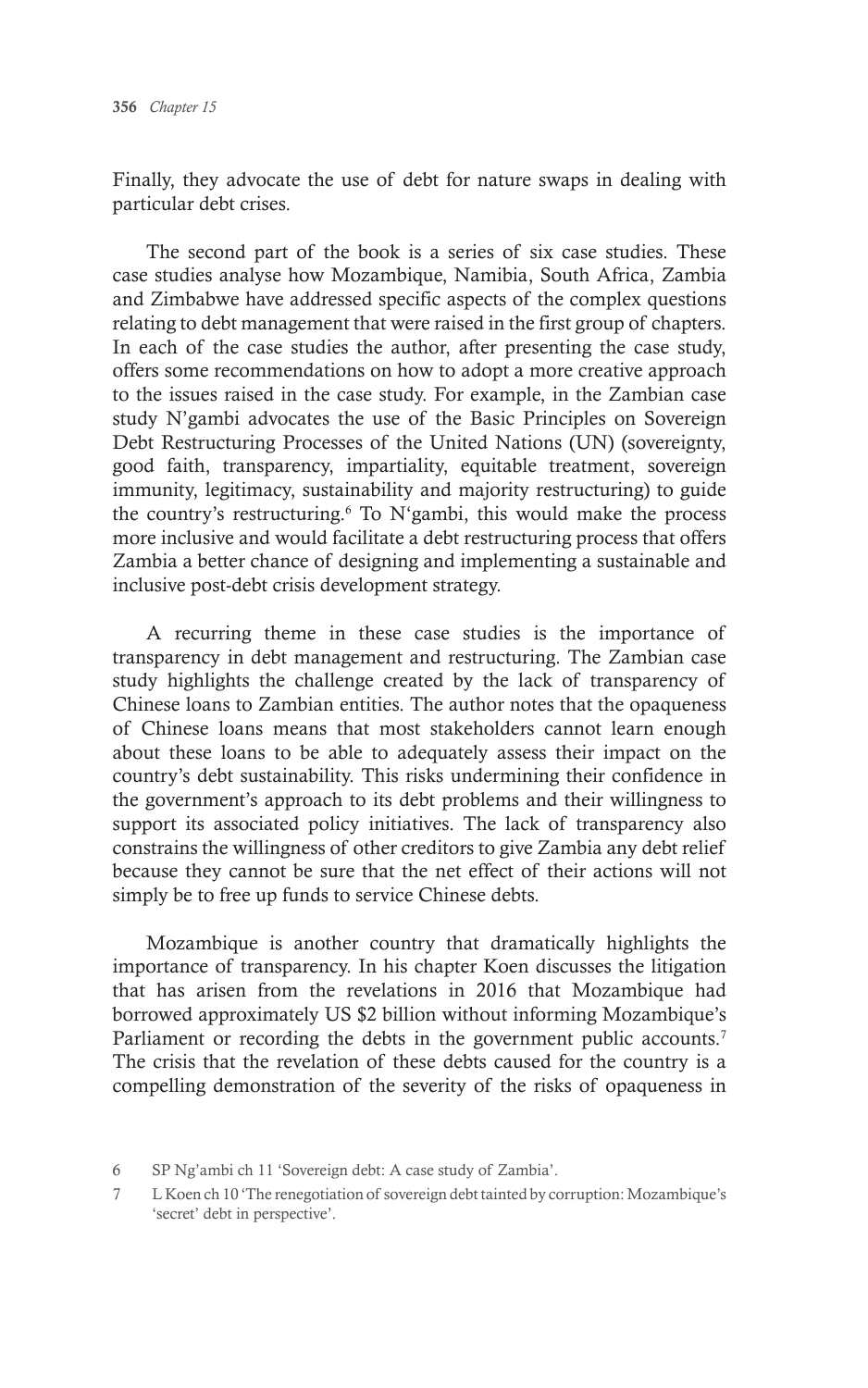Finally, they advocate the use of debt for nature swaps in dealing with particular debt crises.

The second part of the book is a series of six case studies. These case studies analyse how Mozambique, Namibia, South Africa, Zambia and Zimbabwe have addressed specific aspects of the complex questions relating to debt management that were raised in the first group of chapters. In each of the case studies the author, after presenting the case study, offers some recommendations on how to adopt a more creative approach to the issues raised in the case study. For example, in the Zambian case study N'gambi advocates the use of the Basic Principles on Sovereign Debt Restructuring Processes of the United Nations (UN) (sovereignty, good faith, transparency, impartiality, equitable treatment, sovereign immunity, legitimacy, sustainability and majority restructuring) to guide the country's restructuring.[6] To N'gambi, this would make the process more inclusive and would facilitate a debt restructuring process that offers Zambia a better chance of designing and implementing a sustainable and inclusive post-debt crisis development strategy.

A recurring theme in these case studies is the importance of transparency in debt management and restructuring. The Zambian case study highlights the challenge created by the lack of transparency of Chinese loans to Zambian entities. The author notes that the opaqueness of Chinese loans means that most stakeholders cannot learn enough about these loans to be able to adequately assess their impact on the country's debt sustainability. This risks undermining their confidence in the government's approach to its debt problems and their willingness to support its associated policy initiatives. The lack of transparency also constrains the willingness of other creditors to give Zambia any debt relief because they cannot be sure that the net effect of their actions will not simply be to free up funds to service Chinese debts.

Mozambique is another country that dramatically highlights the importance of transparency. In his chapter Koen discusses the litigation that has arisen from the revelations in 2016 that Mozambique had borrowed approximately US $2 billion without informing Mozambique's Parliament or recording the debts in the government public accounts.[7] The crisis that the revelation of these debts caused for the country is a compelling demonstration of the severity of the risks of opaqueness in

6 SP Ng'ambi ch 11 'Sovereign debt: A case study of Zambia'.

7 L Koen ch 10 'The renegotiation of sovereign debt tainted by corruption: Mozambique's 'secret' debt in perspective'.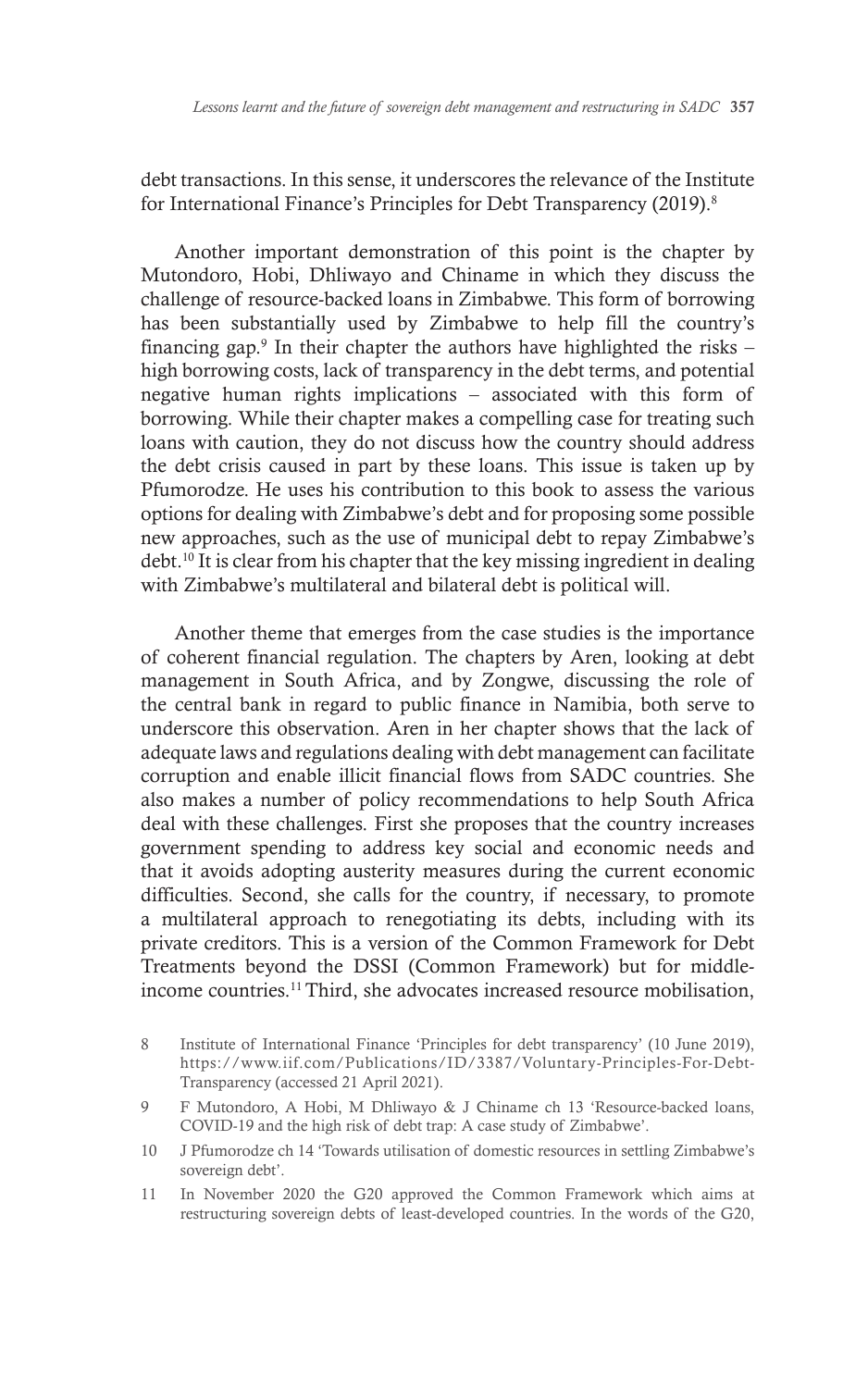debt transactions. In this sense, it underscores the relevance of the Institute for International Finance's Principles for Debt Transparency (2019).[8]

Another important demonstration of this point is the chapter by Mutondoro, Hobi, Dhliwayo and Chiname in which they discuss the challenge of resource-backed loans in Zimbabwe. This form of borrowing has been substantially used by Zimbabwe to help fill the country's financing gap.[9] In their chapter the authors have highlighted the risks – high borrowing costs, lack of transparency in the debt terms, and potential negative human rights implications – associated with this form of borrowing. While their chapter makes a compelling case for treating such loans with caution, they do not discuss how the country should address the debt crisis caused in part by these loans. This issue is taken up by Pfumorodze. He uses his contribution to this book to assess the various options for dealing with Zimbabwe's debt and for proposing some possible new approaches, such as the use of municipal debt to repay Zimbabwe's debt.[10] It is clear from his chapter that the key missing ingredient in dealing with Zimbabwe's multilateral and bilateral debt is political will.

Another theme that emerges from the case studies is the importance of coherent financial regulation. The chapters by Aren, looking at debt management in South Africa, and by Zongwe, discussing the role of the central bank in regard to public finance in Namibia, both serve to underscore this observation. Aren in her chapter shows that the lack of adequate laws and regulations dealing with debt management can facilitate corruption and enable illicit financial flows from SADC countries. She also makes a number of policy recommendations to help South Africa deal with these challenges. First she proposes that the country increases government spending to address key social and economic needs and that it avoids adopting austerity measures during the current economic difficulties. Second, she calls for the country, if necessary, to promote a multilateral approach to renegotiating its debts, including with its private creditors. This is a version of the Common Framework for Debt Treatments beyond the DSSI (Common Framework) but for middle-income countries.[11] Third, she advocates increased resource mobilisation,

8 Institute of International Finance 'Principles for debt transparency' (10 June 2019), https://www.iif.com/Publications/ID/3387/Voluntary-Principles-For-Debt-Transparency (accessed 21 April 2021).

9 F Mutondoro, A Hobi, M Dhliwayo & J Chiname ch 13 'Resource-backed loans, COVID-19 and the high risk of debt trap: A case study of Zimbabwe'.

10 J Pfumorodze ch 14 'Towards utilisation of domestic resources in settling Zimbabwe's sovereign debt'.

11 In November 2020 the G20 approved the Common Framework which aims at restructuring sovereign debts of least-developed countries. In the words of the G20,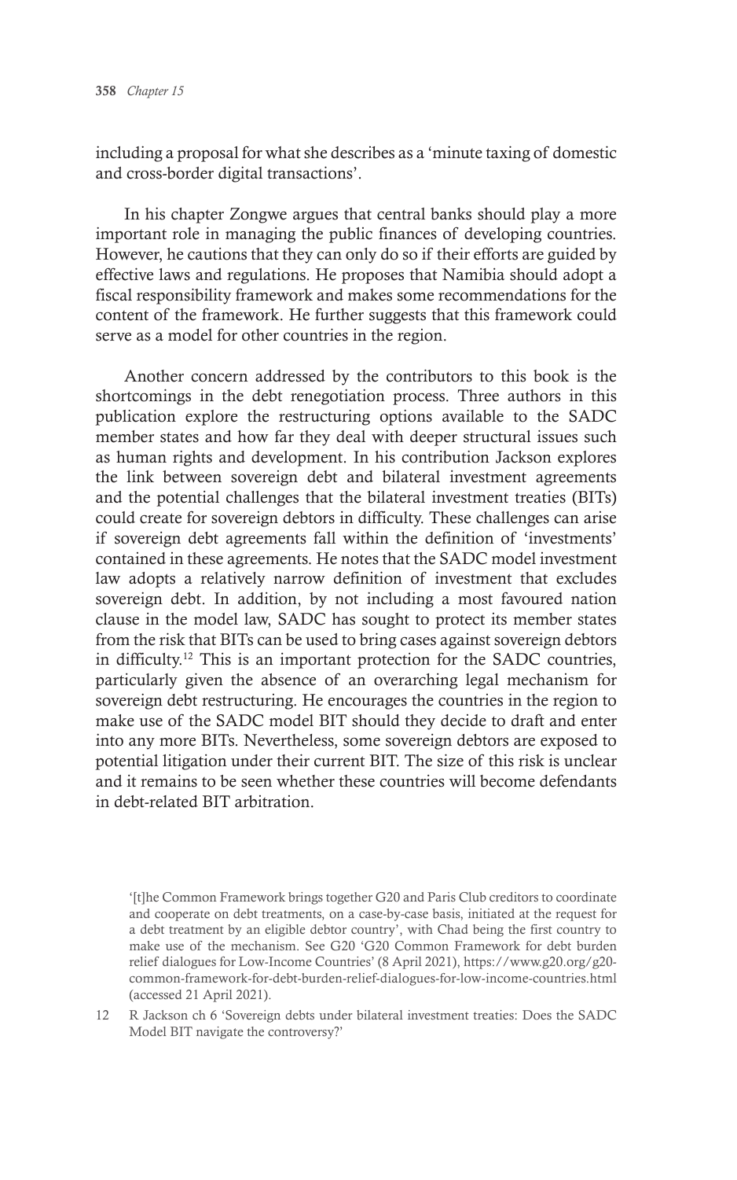including a proposal for what she describes as a 'minute taxing of domestic and cross-border digital transactions'.

In his chapter Zongwe argues that central banks should play a more important role in managing the public finances of developing countries. However, he cautions that they can only do so if their efforts are guided by effective laws and regulations. He proposes that Namibia should adopt a fiscal responsibility framework and makes some recommendations for the content of the framework. He further suggests that this framework could serve as a model for other countries in the region.

Another concern addressed by the contributors to this book is the shortcomings in the debt renegotiation process. Three authors in this publication explore the restructuring options available to the SADC member states and how far they deal with deeper structural issues such as human rights and development. In his contribution Jackson explores the link between sovereign debt and bilateral investment agreements and the potential challenges that the bilateral investment treaties (BITs) could create for sovereign debtors in difficulty. These challenges can arise if sovereign debt agreements fall within the definition of 'investments' contained in these agreements. He notes that the SADC model investment law adopts a relatively narrow definition of investment that excludes sovereign debt. In addition, by not including a most favoured nation clause in the model law, SADC has sought to protect its member states from the risk that BITs can be used to bring cases against sovereign debtors in difficulty.[12] This is an important protection for the SADC countries, particularly given the absence of an overarching legal mechanism for sovereign debt restructuring. He encourages the countries in the region to make use of the SADC model BIT should they decide to draft and enter into any more BITs. Nevertheless, some sovereign debtors are exposed to potential litigation under their current BIT. The size of this risk is unclear and it remains to be seen whether these countries will become defendants in debt-related BIT arbitration.

'[t]he Common Framework brings together G20 and Paris Club creditors to coordinate and cooperate on debt treatments, on a case-by-case basis, initiated at the request for a debt treatment by an eligible debtor country', with Chad being the first country to make use of the mechanism. See G20 'G20 Common Framework for debt burden relief dialogues for Low-Income Countries' (8 April 2021), https://www.g20.org/g20-common-framework-for-debt-burden-relief-dialogues-for-low-income-countries.html (accessed 21 April 2021).

12 R Jackson ch 6 'Sovereign debts under bilateral investment treaties: Does the SADC Model BIT navigate the controversy?'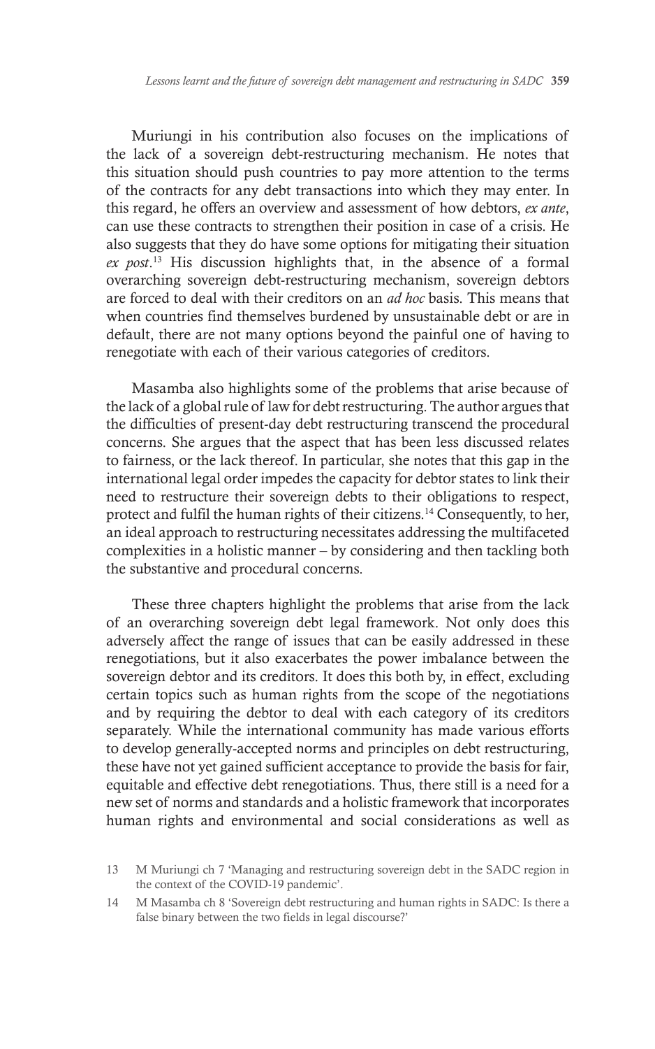Muriungi in his contribution also focuses on the implications of the lack of a sovereign debt-restructuring mechanism. He notes that this situation should push countries to pay more attention to the terms of the contracts for any debt transactions into which they may enter. In this regard, he offers an overview and assessment of how debtors, *ex ante*, can use these contracts to strengthen their position in case of a crisis. He also suggests that they do have some options for mitigating their situation *ex post*.[13] His discussion highlights that, in the absence of a formal overarching sovereign debt-restructuring mechanism, sovereign debtors are forced to deal with their creditors on an *ad hoc* basis. This means that when countries find themselves burdened by unsustainable debt or are in default, there are not many options beyond the painful one of having to renegotiate with each of their various categories of creditors.

Masamba also highlights some of the problems that arise because of the lack of a global rule of law for debt restructuring. The author argues that the difficulties of present-day debt restructuring transcend the procedural concerns. She argues that the aspect that has been less discussed relates to fairness, or the lack thereof. In particular, she notes that this gap in the international legal order impedes the capacity for debtor states to link their need to restructure their sovereign debts to their obligations to respect, protect and fulfil the human rights of their citizens.[14] Consequently, to her, an ideal approach to restructuring necessitates addressing the multifaceted complexities in a holistic manner – by considering and then tackling both the substantive and procedural concerns.

These three chapters highlight the problems that arise from the lack of an overarching sovereign debt legal framework. Not only does this adversely affect the range of issues that can be easily addressed in these renegotiations, but it also exacerbates the power imbalance between the sovereign debtor and its creditors. It does this both by, in effect, excluding certain topics such as human rights from the scope of the negotiations and by requiring the debtor to deal with each category of its creditors separately. While the international community has made various efforts to develop generally-accepted norms and principles on debt restructuring, these have not yet gained sufficient acceptance to provide the basis for fair, equitable and effective debt renegotiations. Thus, there still is a need for a new set of norms and standards and a holistic framework that incorporates human rights and environmental and social considerations as well as

13 M Muriungi ch 7 'Managing and restructuring sovereign debt in the SADC region in the context of the COVID-19 pandemic'.

14 M Masamba ch 8 'Sovereign debt restructuring and human rights in SADC: Is there a false binary between the two fields in legal discourse?'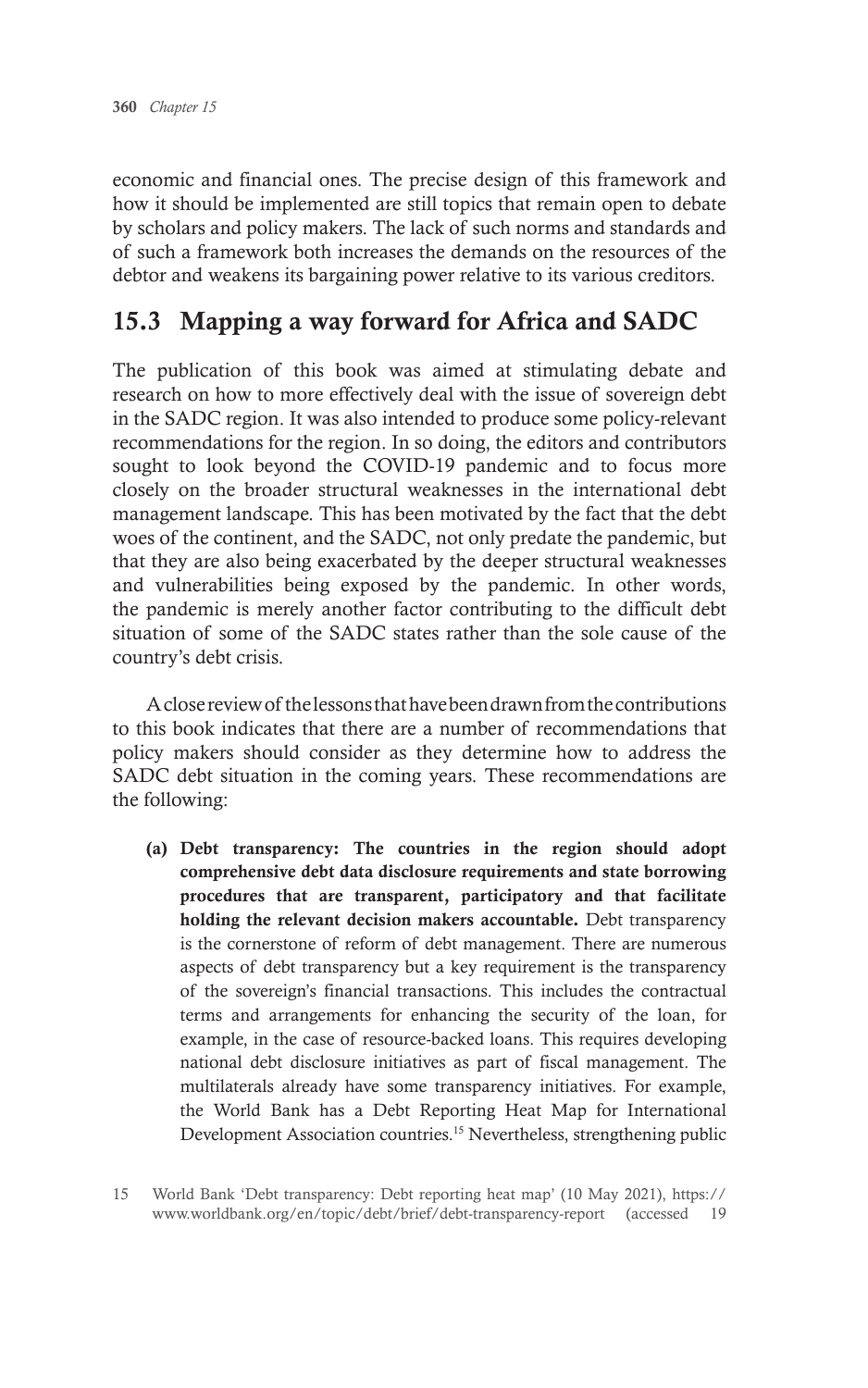economic and financial ones. The precise design of this framework and how it should be implemented are still topics that remain open to debate by scholars and policy makers. The lack of such norms and standards and of such a framework both increases the demands on the resources of the debtor and weakens its bargaining power relative to its various creditors.

## 15.3 Mapping a way forward for Africa and SADC

The publication of this book was aimed at stimulating debate and research on how to more effectively deal with the issue of sovereign debt in the SADC region. It was also intended to produce some policy-relevant recommendations for the region. In so doing, the editors and contributors sought to look beyond the COVID-19 pandemic and to focus more closely on the broader structural weaknesses in the international debt management landscape. This has been motivated by the fact that the debt woes of the continent, and the SADC, not only predate the pandemic, but that they are also being exacerbated by the deeper structural weaknesses and vulnerabilities being exposed by the pandemic. In other words, the pandemic is merely another factor contributing to the difficult debt situation of some of the SADC states rather than the sole cause of the country's debt crisis.

A close review of the lessons that have been drawn from the contributions to this book indicates that there are a number of recommendations that policy makers should consider as they determine how to address the SADC debt situation in the coming years. These recommendations are the following:

**(a) Debt transparency: The countries in the region should adopt comprehensive debt data disclosure requirements and state borrowing procedures that are transparent, participatory and that facilitate holding the relevant decision makers accountable.** Debt transparency is the cornerstone of reform of debt management. There are numerous aspects of debt transparency but a key requirement is the transparency of the sovereign's financial transactions. This includes the contractual terms and arrangements for enhancing the security of the loan, for example, in the case of resource-backed loans. This requires developing national debt disclosure initiatives as part of fiscal management. The multilaterals already have some transparency initiatives. For example, the World Bank has a Debt Reporting Heat Map for International Development Association countries.[15] Nevertheless, strengthening public

15 World Bank 'Debt transparency: Debt reporting heat map' (10 May 2021), https://www.worldbank.org/en/topic/debt/brief/debt-transparency-report (accessed 19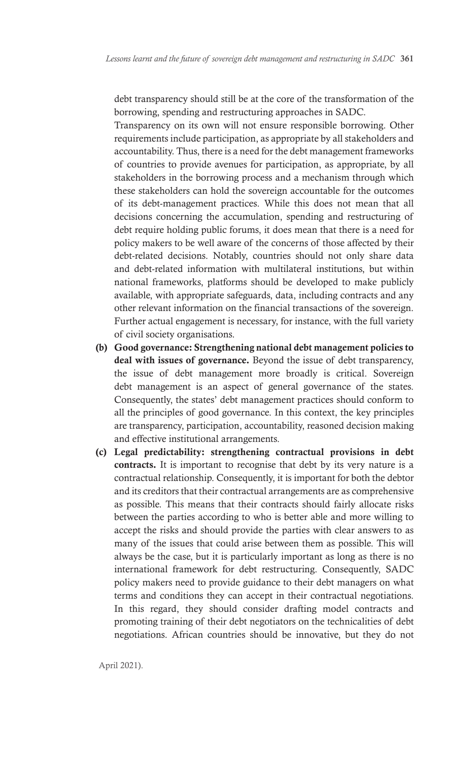debt transparency should still be at the core of the transformation of the borrowing, spending and restructuring approaches in SADC.

Transparency on its own will not ensure responsible borrowing. Other requirements include participation, as appropriate by all stakeholders and accountability. Thus, there is a need for the debt management frameworks of countries to provide avenues for participation, as appropriate, by all stakeholders in the borrowing process and a mechanism through which these stakeholders can hold the sovereign accountable for the outcomes of its debt-management practices. While this does not mean that all decisions concerning the accumulation, spending and restructuring of debt require holding public forums, it does mean that there is a need for policy makers to be well aware of the concerns of those affected by their debt-related decisions. Notably, countries should not only share data and debt-related information with multilateral institutions, but within national frameworks, platforms should be developed to make publicly available, with appropriate safeguards, data, including contracts and any other relevant information on the financial transactions of the sovereign. Further actual engagement is necessary, for instance, with the full variety of civil society organisations.

**(b) Good governance: Strengthening national debt management policies to deal with issues of governance.** Beyond the issue of debt transparency, the issue of debt management more broadly is critical. Sovereign debt management is an aspect of general governance of the states. Consequently, the states' debt management practices should conform to all the principles of good governance. In this context, the key principles are transparency, participation, accountability, reasoned decision making and effective institutional arrangements.

**(c) Legal predictability: strengthening contractual provisions in debt contracts.** It is important to recognise that debt by its very nature is a contractual relationship. Consequently, it is important for both the debtor and its creditors that their contractual arrangements are as comprehensive as possible. This means that their contracts should fairly allocate risks between the parties according to who is better able and more willing to accept the risks and should provide the parties with clear answers to as many of the issues that could arise between them as possible. This will always be the case, but it is particularly important as long as there is no international framework for debt restructuring. Consequently, SADC policy makers need to provide guidance to their debt managers on what terms and conditions they can accept in their contractual negotiations. In this regard, they should consider drafting model contracts and promoting training of their debt negotiators on the technicalities of debt negotiations. African countries should be innovative, but they do not

April 2021).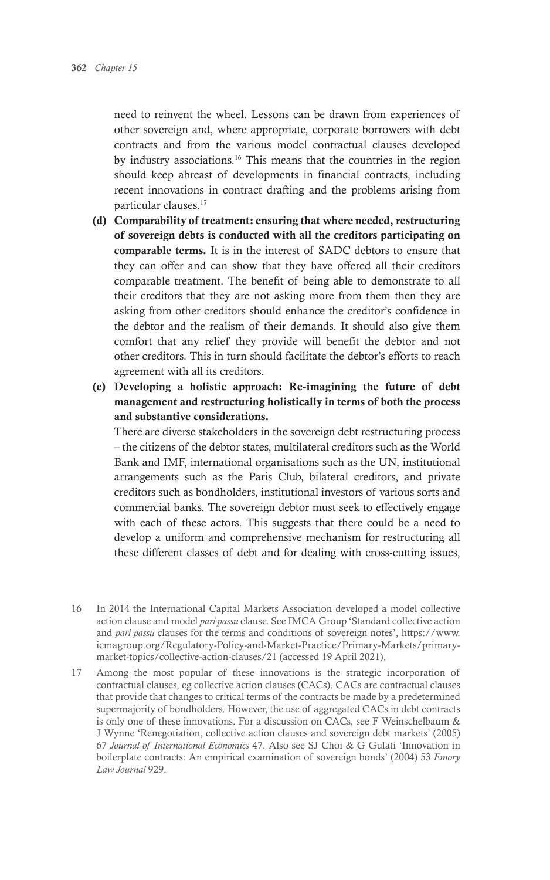need to reinvent the wheel. Lessons can be drawn from experiences of other sovereign and, where appropriate, corporate borrowers with debt contracts and from the various model contractual clauses developed by industry associations.[16] This means that the countries in the region should keep abreast of developments in financial contracts, including recent innovations in contract drafting and the problems arising from particular clauses.[17]

**(d) Comparability of treatment: ensuring that where needed, restructuring of sovereign debts is conducted with all the creditors participating on comparable terms.** It is in the interest of SADC debtors to ensure that they can offer and can show that they have offered all their creditors comparable treatment. The benefit of being able to demonstrate to all their creditors that they are not asking more from them then they are asking from other creditors should enhance the creditor's confidence in the debtor and the realism of their demands. It should also give them comfort that any relief they provide will benefit the debtor and not other creditors. This in turn should facilitate the debtor's efforts to reach agreement with all its creditors.

**(e) Developing a holistic approach: Re-imagining the future of debt management and restructuring holistically in terms of both the process and substantive considerations.**

There are diverse stakeholders in the sovereign debt restructuring process – the citizens of the debtor states, multilateral creditors such as the World Bank and IMF, international organisations such as the UN, institutional arrangements such as the Paris Club, bilateral creditors, and private creditors such as bondholders, institutional investors of various sorts and commercial banks. The sovereign debtor must seek to effectively engage with each of these actors. This suggests that there could be a need to develop a uniform and comprehensive mechanism for restructuring all these different classes of debt and for dealing with cross-cutting issues,

---

16 In 2014 the International Capital Markets Association developed a model collective action clause and model *pari passu* clause. See IMCA Group 'Standard collective action and *pari passu* clauses for the terms and conditions of sovereign notes', https://www.icmagroup.org/Regulatory-Policy-and-Market-Practice/Primary-Markets/primary-market-topics/collective-action-clauses/21 (accessed 19 April 2021).

17 Among the most popular of these innovations is the strategic incorporation of contractual clauses, eg collective action clauses (CACs). CACs are contractual clauses that provide that changes to critical terms of the contracts be made by a predetermined supermajority of bondholders. However, the use of aggregated CACs in debt contracts is only one of these innovations. For a discussion on CACs, see F Weinschelbaum & J Wynne 'Renegotiation, collective action clauses and sovereign debt markets' (2005) 67 *Journal of International Economics* 47. Also see SJ Choi & G Gulati 'Innovation in boilerplate contracts: An empirical examination of sovereign bonds' (2004) 53 *Emory Law Journal* 929.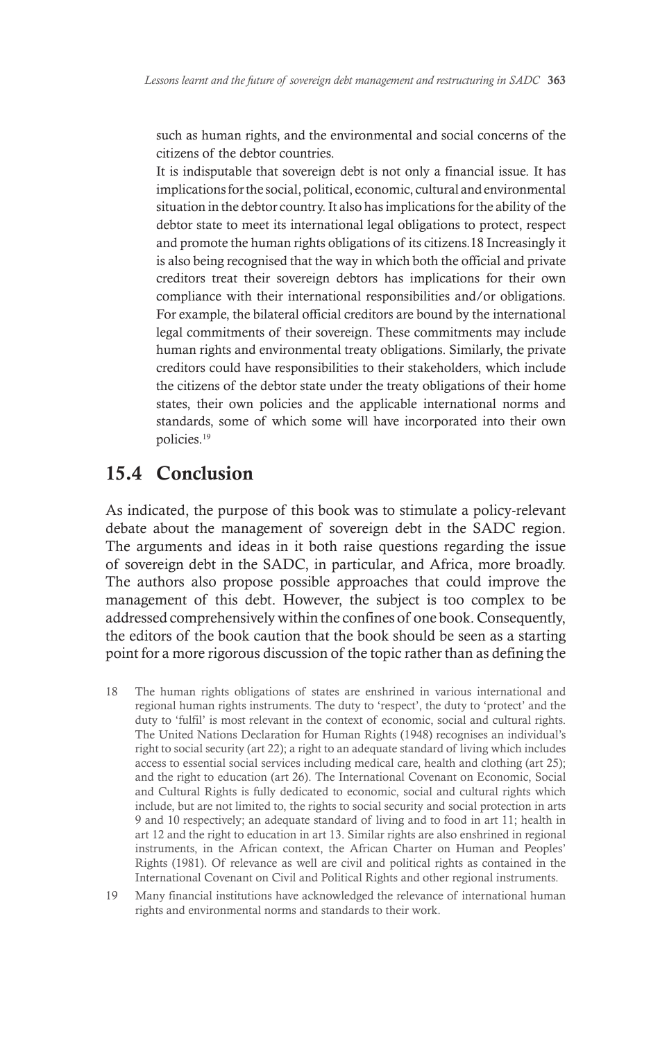such as human rights, and the environmental and social concerns of the citizens of the debtor countries.

It is indisputable that sovereign debt is not only a financial issue. It has implications for the social, political, economic, cultural and environmental situation in the debtor country. It also has implications for the ability of the debtor state to meet its international legal obligations to protect, respect and promote the human rights obligations of its citizens.18 Increasingly it is also being recognised that the way in which both the official and private creditors treat their sovereign debtors has implications for their own compliance with their international responsibilities and/or obligations. For example, the bilateral official creditors are bound by the international legal commitments of their sovereign. These commitments may include human rights and environmental treaty obligations. Similarly, the private creditors could have responsibilities to their stakeholders, which include the citizens of the debtor state under the treaty obligations of their home states, their own policies and the applicable international norms and standards, some of which some will have incorporated into their own policies.[19]

## 15.4 Conclusion

As indicated, the purpose of this book was to stimulate a policy-relevant debate about the management of sovereign debt in the SADC region. The arguments and ideas in it both raise questions regarding the issue of sovereign debt in the SADC, in particular, and Africa, more broadly. The authors also propose possible approaches that could improve the management of this debt. However, the subject is too complex to be addressed comprehensively within the confines of one book. Consequently, the editors of the book caution that the book should be seen as a starting point for a more rigorous discussion of the topic rather than as defining the

18 The human rights obligations of states are enshrined in various international and regional human rights instruments. The duty to 'respect', the duty to 'protect' and the duty to 'fulfil' is most relevant in the context of economic, social and cultural rights. The United Nations Declaration for Human Rights (1948) recognises an individual's right to social security (art 22); a right to an adequate standard of living which includes access to essential social services including medical care, health and clothing (art 25); and the right to education (art 26). The International Covenant on Economic, Social and Cultural Rights is fully dedicated to economic, social and cultural rights which include, but are not limited to, the rights to social security and social protection in arts 9 and 10 respectively; an adequate standard of living and to food in art 11; health in art 12 and the right to education in art 13. Similar rights are also enshrined in regional instruments, in the African context, the African Charter on Human and Peoples' Rights (1981). Of relevance as well are civil and political rights as contained in the International Covenant on Civil and Political Rights and other regional instruments.

19 Many financial institutions have acknowledged the relevance of international human rights and environmental norms and standards to their work.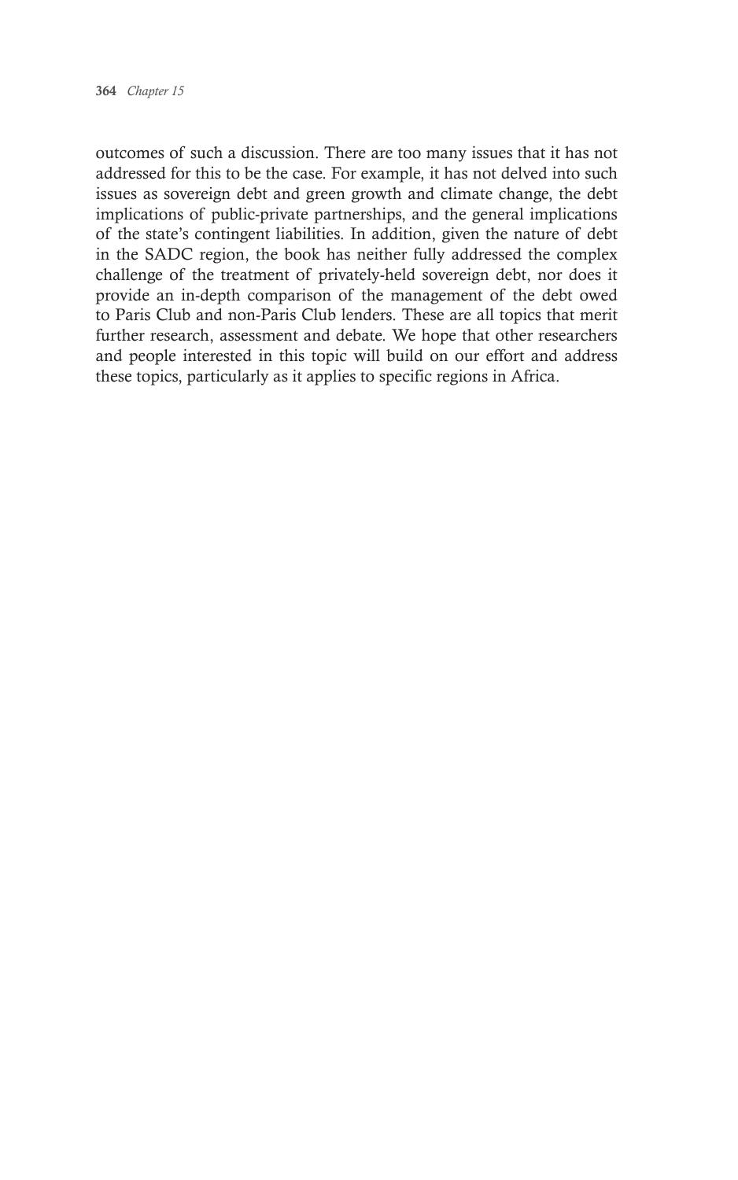outcomes of such a discussion. There are too many issues that it has not addressed for this to be the case. For example, it has not delved into such issues as sovereign debt and green growth and climate change, the debt implications of public-private partnerships, and the general implications of the state's contingent liabilities. In addition, given the nature of debt in the SADC region, the book has neither fully addressed the complex challenge of the treatment of privately-held sovereign debt, nor does it provide an in-depth comparison of the management of the debt owed to Paris Club and non-Paris Club lenders. These are all topics that merit further research, assessment and debate. We hope that other researchers and people interested in this topic will build on our effort and address these topics, particularly as it applies to specific regions in Africa.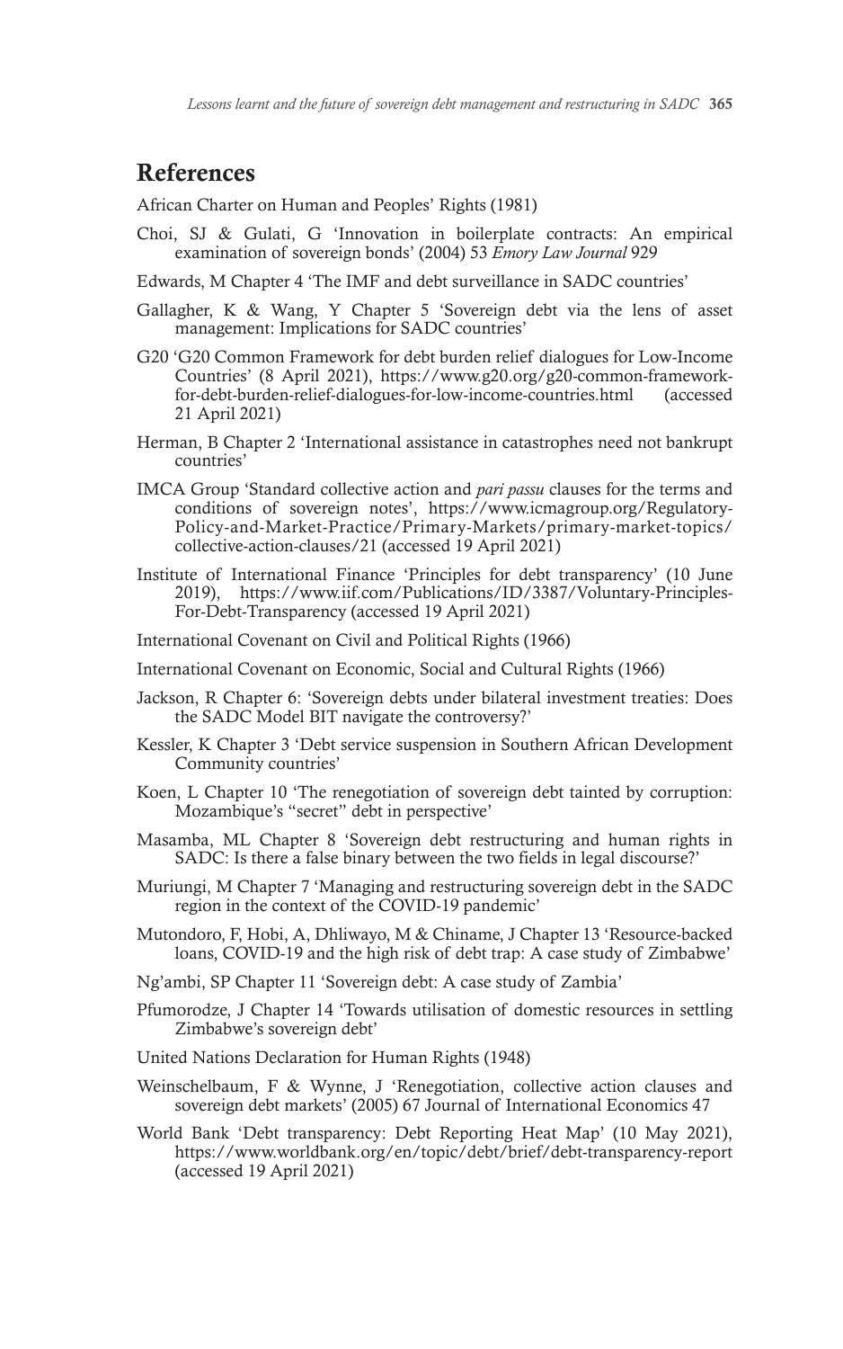## References

African Charter on Human and Peoples' Rights (1981)

Choi, SJ & Gulati, G 'Innovation in boilerplate contracts: An empirical examination of sovereign bonds' (2004) 53 *Emory Law Journal* 929

Edwards, M Chapter 4 'The IMF and debt surveillance in SADC countries'

Gallagher, K & Wang, Y Chapter 5 'Sovereign debt via the lens of asset management: Implications for SADC countries'

G20 'G20 Common Framework for debt burden relief dialogues for Low-Income Countries' (8 April 2021), https://www.g20.org/g20-common-framework-for-debt-burden-relief-dialogues-for-low-income-countries.html (accessed 21 April 2021)

Herman, B Chapter 2 'International assistance in catastrophes need not bankrupt countries'

IMCA Group 'Standard collective action and *pari passu* clauses for the terms and conditions of sovereign notes', https://www.icmagroup.org/Regulatory-Policy-and-Market-Practice/Primary-Markets/primary-market-topics/collective-action-clauses/21 (accessed 19 April 2021)

Institute of International Finance 'Principles for debt transparency' (10 June 2019), https://www.iif.com/Publications/ID/3387/Voluntary-Principles-For-Debt-Transparency (accessed 19 April 2021)

International Covenant on Civil and Political Rights (1966)

International Covenant on Economic, Social and Cultural Rights (1966)

Jackson, R Chapter 6: 'Sovereign debts under bilateral investment treaties: Does the SADC Model BIT navigate the controversy?'

Kessler, K Chapter 3 'Debt service suspension in Southern African Development Community countries'

Koen, L Chapter 10 'The renegotiation of sovereign debt tainted by corruption: Mozambique's "secret" debt in perspective'

Masamba, ML Chapter 8 'Sovereign debt restructuring and human rights in SADC: Is there a false binary between the two fields in legal discourse?'

Muriungi, M Chapter 7 'Managing and restructuring sovereign debt in the SADC region in the context of the COVID-19 pandemic'

Mutondoro, F, Hobi, A, Dhliwayo, M & Chiname, J Chapter 13 'Resource-backed loans, COVID-19 and the high risk of debt trap: A case study of Zimbabwe'

Ng'ambi, SP Chapter 11 'Sovereign debt: A case study of Zambia'

Pfumorodze, J Chapter 14 'Towards utilisation of domestic resources in settling Zimbabwe's sovereign debt'

United Nations Declaration for Human Rights (1948)

Weinschelbaum, F & Wynne, J 'Renegotiation, collective action clauses and sovereign debt markets' (2005) 67 Journal of International Economics 47

World Bank 'Debt transparency: Debt Reporting Heat Map' (10 May 2021), https://www.worldbank.org/en/topic/debt/brief/debt-transparency-report (accessed 19 April 2021)